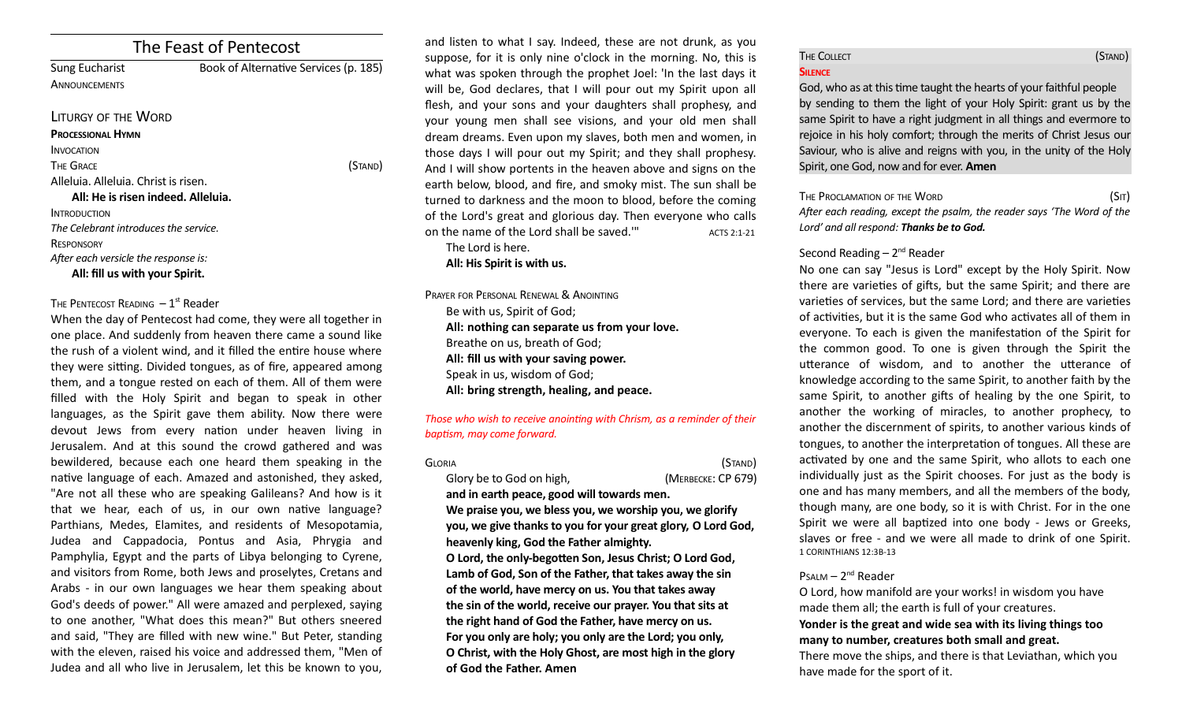# The Feast of Pentecost

Sung Eucharist — Book of Alternative Services (p. 185)

ANNOUNCEMENTS

## LITURGY OF THE WORD

**PROCESSIONAL HYMN**

INVOCATION

THE GRACE (STAND)

Alleluia. Alleluia. Christ is risen.

**All: He is risen indeed. Alleluia.**

INTRODUCTION

*The Celebrant introduces the service.*

RESPONSORY

*After each versicle the response is:*

**All: fill us with your Spirit.**

THE PENTECOST READING – 1st Reader

When the day of Pentecost had come, they were all together in one place. And suddenly from heaven there came a sound like the rush of a violent wind, and it filled the entire house where they were sitting. Divided tongues, as of fire, appeared among them, and a tongue rested on each of them. All of them were filled with the Holy Spirit and began to speak in other languages, as the Spirit gave them ability. Now there were devout Jews from every nation under heaven living in Jerusalem. And at this sound the crowd gathered and was bewildered, because each one heard them speaking in the native language of each. Amazed and astonished, they asked, "Are not all these who are speaking Galileans? And how is it that we hear, each of us, in our own native language? Parthians, Medes, Elamites, and residents of Mesopotamia, Judea and Cappadocia, Pontus and Asia, Phrygia and Pamphylia, Egypt and the parts of Libya belonging to Cyrene, and visitors from Rome, both Jews and proselytes, Cretans and Arabs - in our own languages we hear them speaking about God's deeds of power." All were amazed and perplexed, saying to one another, "What does this mean?" But others sneered and said, "They are filled with new wine." But Peter, standing with the eleven, raised his voice and addressed them, "Men of Judea and all who live in Jerusalem, let this be known to you, and listen to what I say. Indeed, these are not drunk, as you suppose, for it is only nine o'clock in the morning. No, this is what was spoken through the prophet Joel: 'In the last days it will be, God declares, that I will pour out my Spirit upon all flesh, and your sons and your daughters shall prophesy, and your young men shall see visions, and your old men shall dream dreams. Even upon my slaves, both men and women, in those days I will pour out my Spirit; and they shall prophesy. And I will show portents in the heaven above and signs on the earth below, blood, and fire, and smoky mist. The sun shall be turned to darkness and the moon to blood, before the coming of the Lord's great and glorious day. Then everyone who calls on the name of the Lord shall be saved.'" ACTS 2:1-21

The Lord is here.

**All: His Spirit is with us.**

PRAYER FOR PERSONAL RENEWAL & ANOINTING

Be with us, Spirit of God;

**All: nothing can separate us from your love.**

Breathe on us, breath of God;

**All: fill us with your saving power.**

Speak in us, wisdom of God;

**All: bring strength, healing, and peace.**

*Those who wish to receive anointing with Chrism, as a reminder of their baptism, may come forward.*

GLORIA (STAND)

Glory be to God on high, (MERBECKE: CP 679)

**and in earth peace, good will towards men.**

**We praise you, we bless you, we worship you, we glorify you, we give thanks to you for your great glory, O Lord God, heavenly king, God the Father almighty.**

**O Lord, the only-begotten Son, Jesus Christ; O Lord God, Lamb of God, Son of the Father, that takes away the sin of the world, have mercy on us. You that takes away the sin of the world, receive our prayer. You that sits at the right hand of God the Father, have mercy on us. For you only are holy; you only are the Lord; you only, O Christ, with the Holy Ghost, are most high in the glory of God the Father. Amen**

THE COLLECT (STAND)

**SILENCE**

God, who as at this time taught the hearts of your faithful people by sending to them the light of your Holy Spirit: grant us by the same Spirit to have a right judgment in all things and evermore to rejoice in his holy comfort; through the merits of Christ Jesus our Saviour, who is alive and reigns with you, in the unity of the Holy Spirit, one God, now and for ever. **Amen**

THE PROCLAMATION OF THE WORD (SIT)

*After each reading, except the psalm, the reader says 'The Word of the Lord' and all respond:* ***Thanks be to God.***

Second Reading – 2nd Reader

No one can say "Jesus is Lord" except by the Holy Spirit. Now there are varieties of gifts, but the same Spirit; and there are varieties of services, but the same Lord; and there are varieties of activities, but it is the same God who activates all of them in everyone. To each is given the manifestation of the Spirit for the common good. To one is given through the Spirit the utterance of wisdom, and to another the utterance of knowledge according to the same Spirit, to another faith by the same Spirit, to another gifts of healing by the one Spirit, to another the working of miracles, to another prophecy, to another the discernment of spirits, to another various kinds of tongues, to another the interpretation of tongues. All these are activated by one and the same Spirit, who allots to each one individually just as the Spirit chooses. For just as the body is one and has many members, and all the members of the body, though many, are one body, so it is with Christ. For in the one Spirit we were all baptized into one body - Jews or Greeks, slaves or free - and we were all made to drink of one Spirit. 1 CORINTHIANS 12:3B-13

PSALM – 2nd Reader

O Lord, how manifold are your works! in wisdom you have made them all; the earth is full of your creatures.

**Yonder is the great and wide sea with its living things too many to number, creatures both small and great.**

There move the ships, and there is that Leviathan, which you have made for the sport of it.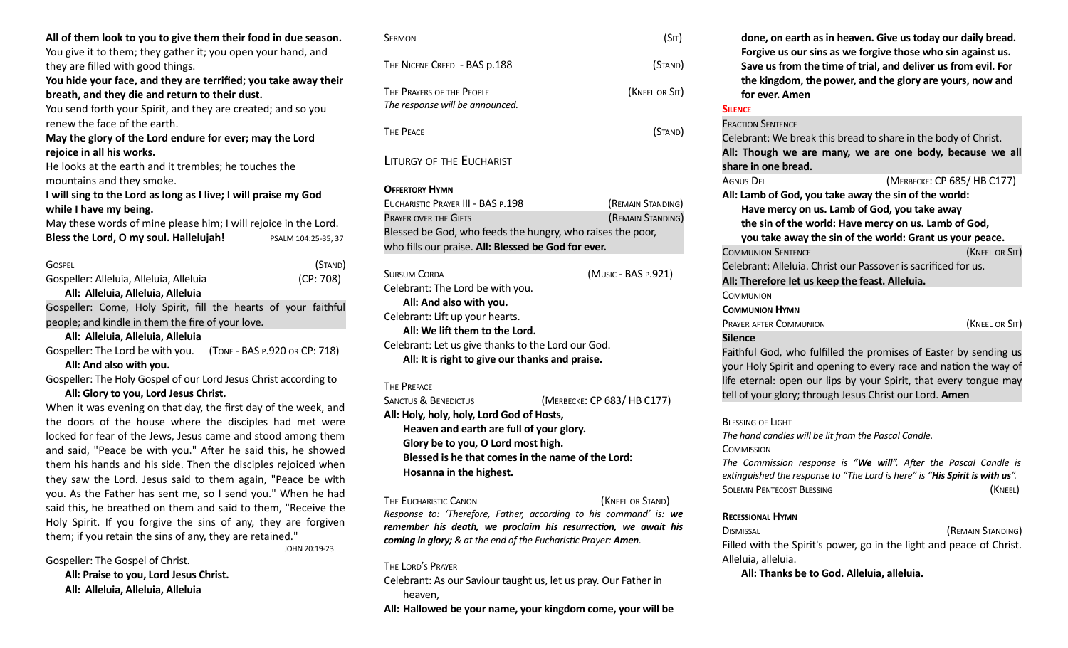**All of them look to you to give them their food in due season.**
You give it to them; they gather it; you open your hand, and they are filled with good things.
**You hide your face, and they are terrified; you take away their breath, and they die and return to their dust.**
You send forth your Spirit, and they are created; and so you renew the face of the earth.
**May the glory of the Lord endure for ever; may the Lord rejoice in all his works.**
He looks at the earth and it trembles; he touches the mountains and they smoke.
**I will sing to the Lord as long as I live; I will praise my God while I have my being.**
May these words of mine please him; I will rejoice in the Lord.
**Bless the Lord, O my soul. Hallelujah!** PSALM 104:25-35, 37

GOSPEL (STAND)
Gospeller: Alleluia, Alleluia, Alleluia (CP: 708)
**All: Alleluia, Alleluia, Alleluia**
Gospeller: Come, Holy Spirit, fill the hearts of your faithful people; and kindle in them the fire of your love.
**All: Alleluia, Alleluia, Alleluia**
Gospeller: The Lord be with you. (TONE - BAS P.920 OR CP: 718)
**All: And also with you.**
Gospeller: The Holy Gospel of our Lord Jesus Christ according to
**All: Glory to you, Lord Jesus Christ.**
When it was evening on that day, the first day of the week, and the doors of the house where the disciples had met were locked for fear of the Jews, Jesus came and stood among them and said, "Peace be with you." After he said this, he showed them his hands and his side. Then the disciples rejoiced when they saw the Lord. Jesus said to them again, "Peace be with you. As the Father has sent me, so I send you." When he had said this, he breathed on them and said to them, "Receive the Holy Spirit. If you forgive the sins of any, they are forgiven them; if you retain the sins of any, they are retained."
JOHN 20:19-23
Gospeller: The Gospel of Christ.
**All: Praise to you, Lord Jesus Christ.**
**All: Alleluia, Alleluia, Alleluia**

SERMON (SIT)

THE NICENE CREED - BAS p.188 (STAND)

THE PRAYERS OF THE PEOPLE (KNEEL OR SIT)
*The response will be announced.*

THE PEACE (STAND)

## LITURGY OF THE EUCHARIST

**OFFERTORY HYMN**
EUCHARISTIC PRAYER III - BAS P.198 (REMAIN STANDING)
PRAYER OVER THE GIFTS (REMAIN STANDING)
Blessed be God, who feeds the hungry, who raises the poor, who fills our praise. **All: Blessed be God for ever.**

SURSUM CORDA (MUSIC - BAS P.921)
Celebrant: The Lord be with you.
**All: And also with you.**
Celebrant: Lift up your hearts.
**All: We lift them to the Lord.**
Celebrant: Let us give thanks to the Lord our God.
**All: It is right to give our thanks and praise.**

THE PREFACE
SANCTUS & BENEDICTUS (MERBECKE: CP 683/ HB C177)
**All: Holy, holy, holy, Lord God of Hosts,**
**Heaven and earth are full of your glory.**
**Glory be to you, O Lord most high.**
**Blessed is he that comes in the name of the Lord:**
**Hosanna in the highest.**

THE EUCHARISTIC CANON (KNEEL OR STAND)
*Response to: 'Therefore, Father, according to his command' is:* ***we remember his death, we proclaim his resurrection, we await his coming in glory;*** *& at the end of the Eucharistic Prayer:* ***Amen****.*

THE LORD'S PRAYER
Celebrant: As our Saviour taught us, let us pray. Our Father in heaven,
**All: Hallowed be your name, your kingdom come, your will be done, on earth as in heaven. Give us today our daily bread. Forgive us our sins as we forgive those who sin against us. Save us from the time of trial, and deliver us from evil. For the kingdom, the power, and the glory are yours, now and for ever. Amen**

**SILENCE**

FRACTION SENTENCE
Celebrant: We break this bread to share in the body of Christ.
**All: Though we are many, we are one body, because we all share in one bread.**
AGNUS DEI (MERBECKE: CP 685/ HB C177)
**All: Lamb of God, you take away the sin of the world:**
**Have mercy on us. Lamb of God, you take away**
**the sin of the world: Have mercy on us. Lamb of God,**
**you take away the sin of the world: Grant us your peace.**
COMMUNION SENTENCE (KNEEL OR SIT)
Celebrant: Alleluia. Christ our Passover is sacrificed for us.
**All: Therefore let us keep the feast. Alleluia.**
COMMUNION
**COMMUNION HYMN**
PRAYER AFTER COMMUNION (KNEEL OR SIT)
**Silence**
Faithful God, who fulfilled the promises of Easter by sending us your Holy Spirit and opening to every race and nation the way of life eternal: open our lips by your Spirit, that every tongue may tell of your glory; through Jesus Christ our Lord. **Amen**

BLESSING OF LIGHT
*The hand candles will be lit from the Pascal Candle.*
COMMISSION
*The Commission response is "****We will****". After the Pascal Candle is extinguished the response to "The Lord is here" is "****His Spirit is with us****".*
SOLEMN PENTECOST BLESSING (KNEEL)

**RECESSIONAL HYMN**
DISMISSAL (REMAIN STANDING)
Filled with the Spirit's power, go in the light and peace of Christ. Alleluia, alleluia.
**All: Thanks be to God. Alleluia, alleluia.**